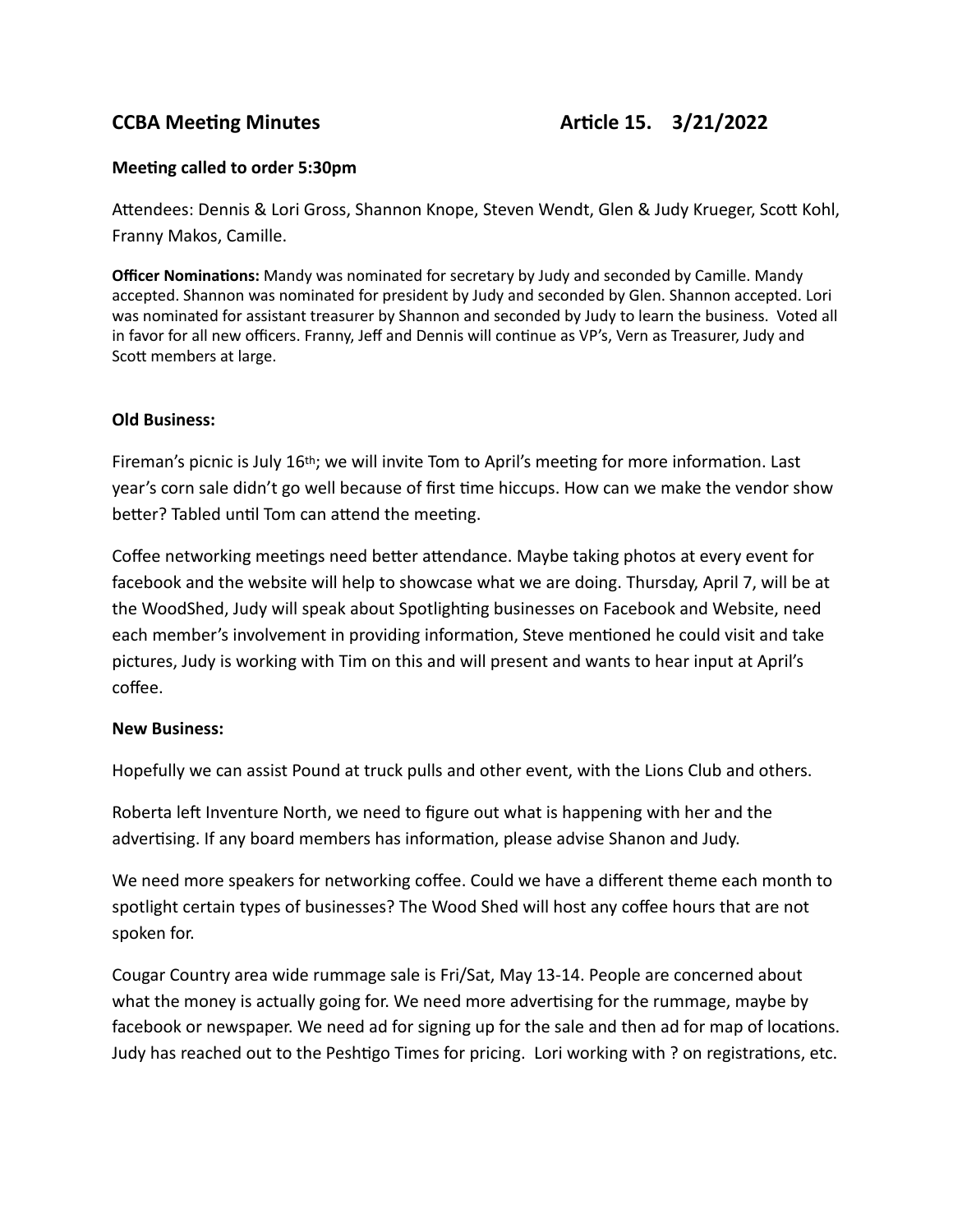# CCBA Meeting Minutes Article 15. 3/21/2022

**Meeting called to order 5:30pm**

Attendees: Dennis & Lori Gross, Shannon Knope, Steven Wendt, Glen & Judy Krueger, Scott Kohl, Franny Makos, Camille.

**Officer Nominations:** Mandy was nominated for secretary by Judy and seconded by Camille. Mandy accepted. Shannon was nominated for president by Judy and seconded by Glen. Shannon accepted. Lori was nominated for assistant treasurer by Shannon and seconded by Judy to learn the business. Voted all in favor for all new officers. Franny, Jeff and Dennis will continue as VP's, Vern as Treasurer, Judy and Scott members at large.

**Old Business:**

Fireman's picnic is July 16th; we will invite Tom to April's meeting for more information. Last year's corn sale didn't go well because of first time hiccups. How can we make the vendor show better? Tabled until Tom can attend the meeting.

Coffee networking meetings need better attendance. Maybe taking photos at every event for facebook and the website will help to showcase what we are doing. Thursday, April 7, will be at the WoodShed, Judy will speak about Spotlighting businesses on Facebook and Website, need each member's involvement in providing information, Steve mentioned he could visit and take pictures, Judy is working with Tim on this and will present and wants to hear input at April's coffee.

**New Business:**

Hopefully we can assist Pound at truck pulls and other event, with the Lions Club and others.

Roberta left Inventure North, we need to figure out what is happening with her and the advertising. If any board members has information, please advise Shanon and Judy.

We need more speakers for networking coffee. Could we have a different theme each month to spotlight certain types of businesses? The Wood Shed will host any coffee hours that are not spoken for.

Cougar Country area wide rummage sale is Fri/Sat, May 13-14. People are concerned about what the money is actually going for. We need more advertising for the rummage, maybe by facebook or newspaper. We need ad for signing up for the sale and then ad for map of locations. Judy has reached out to the Peshtigo Times for pricing. Lori working with ? on registrations, etc.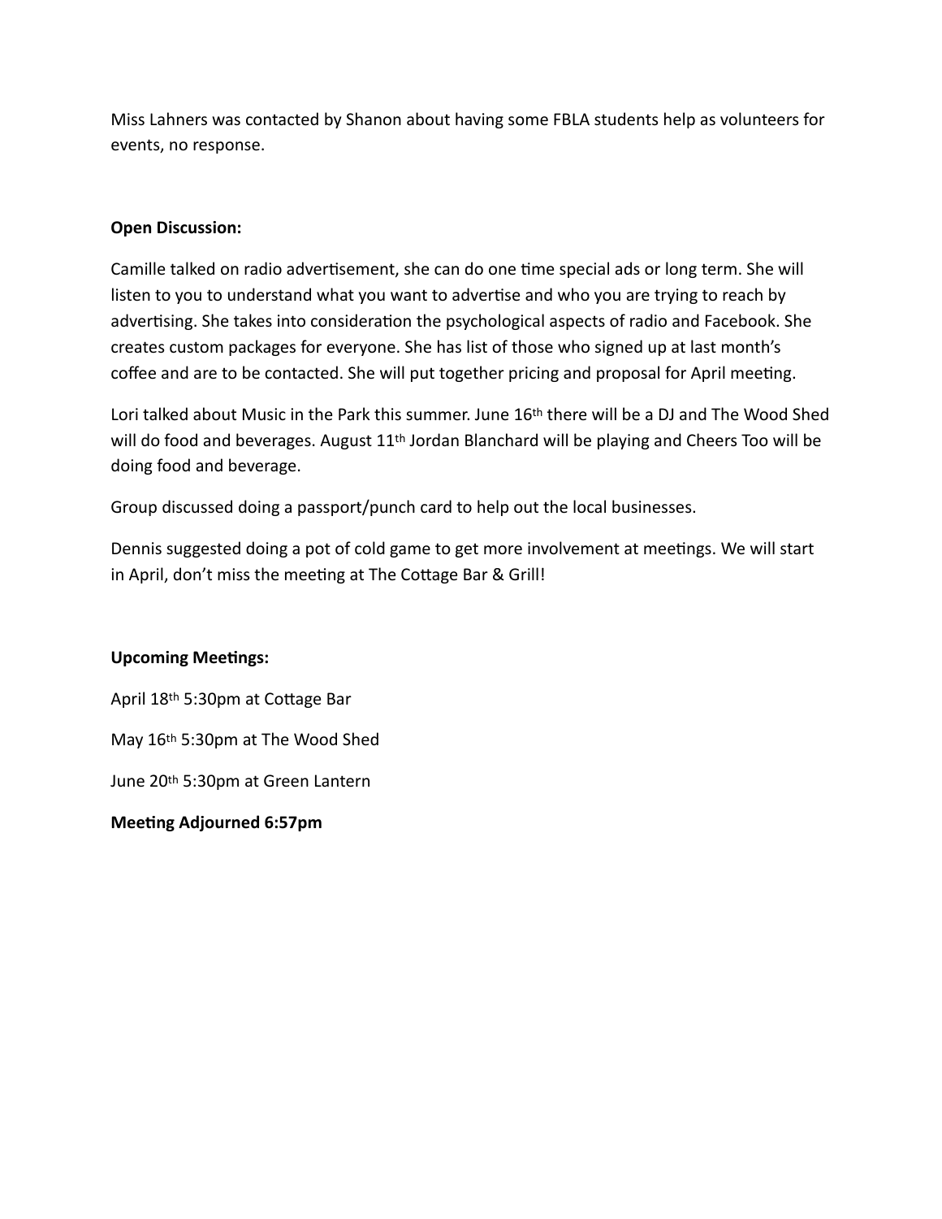Miss Lahners was contacted by Shanon about having some FBLA students help as volunteers for events, no response.

**Open Discussion:**

Camille talked on radio advertisement, she can do one time special ads or long term. She will listen to you to understand what you want to advertise and who you are trying to reach by advertising. She takes into consideration the psychological aspects of radio and Facebook. She creates custom packages for everyone. She has list of those who signed up at last month's coffee and are to be contacted. She will put together pricing and proposal for April meeting.

Lori talked about Music in the Park this summer. June 16th there will be a DJ and The Wood Shed will do food and beverages. August 11th Jordan Blanchard will be playing and Cheers Too will be doing food and beverage.

Group discussed doing a passport/punch card to help out the local businesses.

Dennis suggested doing a pot of cold game to get more involvement at meetings. We will start in April, don't miss the meeting at The Cottage Bar & Grill!

**Upcoming Meetings:**

April 18th 5:30pm at Cottage Bar

May 16th 5:30pm at The Wood Shed

June 20th 5:30pm at Green Lantern

**Meeting Adjourned 6:57pm**